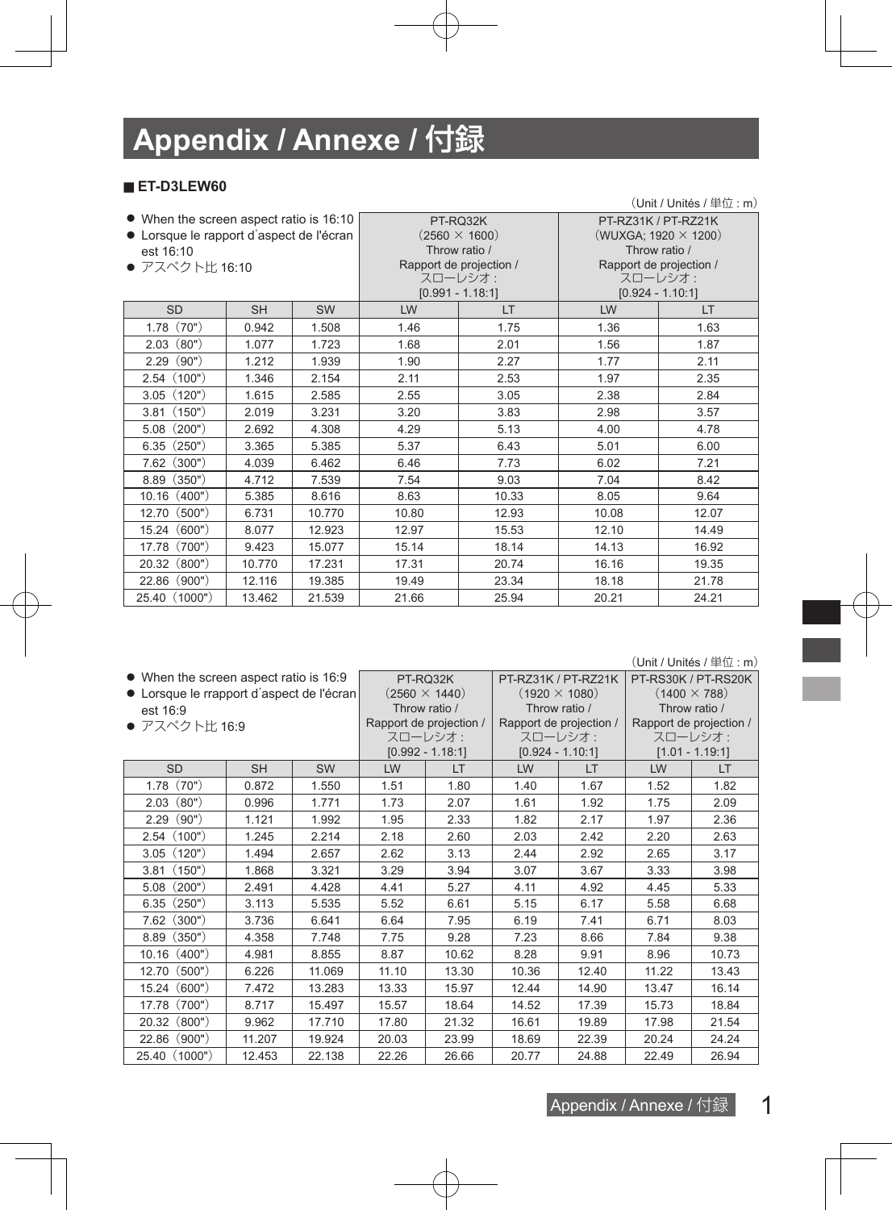# Appendix / Annexe / 付録

■ **ET-D3LEW60**

(Unit / Unités / 単位 : m)

| ● When the screen aspect ratio is 16:10<br>● Lorsque le rapport d'aspect de l'écran est 16:10<br>● アスペクト比 16:10 | | | PT-RQ32K (2560 × 1600) Throw ratio / Rapport de projection / スローレシオ : [0.991 - 1.18:1] | | PT-RZ31K / PT-RZ21K (WUXGA; 1920 × 1200) Throw ratio / Rapport de projection / スローレシオ : [0.924 - 1.10:1] | |
|---|---|---|---|---|---|---|
| SD | SH | SW | LW | LT | LW | LT |
| 1.78 (70") | 0.942 | 1.508 | 1.46 | 1.75 | 1.36 | 1.63 |
| 2.03 (80") | 1.077 | 1.723 | 1.68 | 2.01 | 1.56 | 1.87 |
| 2.29 (90") | 1.212 | 1.939 | 1.90 | 2.27 | 1.77 | 2.11 |
| 2.54 (100") | 1.346 | 2.154 | 2.11 | 2.53 | 1.97 | 2.35 |
| 3.05 (120") | 1.615 | 2.585 | 2.55 | 3.05 | 2.38 | 2.84 |
| 3.81 (150") | 2.019 | 3.231 | 3.20 | 3.83 | 2.98 | 3.57 |
| 5.08 (200") | 2.692 | 4.308 | 4.29 | 5.13 | 4.00 | 4.78 |
| 6.35 (250") | 3.365 | 5.385 | 5.37 | 6.43 | 5.01 | 6.00 |
| 7.62 (300") | 4.039 | 6.462 | 6.46 | 7.73 | 6.02 | 7.21 |
| 8.89 (350") | 4.712 | 7.539 | 7.54 | 9.03 | 7.04 | 8.42 |
| 10.16 (400") | 5.385 | 8.616 | 8.63 | 10.33 | 8.05 | 9.64 |
| 12.70 (500") | 6.731 | 10.770 | 10.80 | 12.93 | 10.08 | 12.07 |
| 15.24 (600") | 8.077 | 12.923 | 12.97 | 15.53 | 12.10 | 14.49 |
| 17.78 (700") | 9.423 | 15.077 | 15.14 | 18.14 | 14.13 | 16.92 |
| 20.32 (800") | 10.770 | 17.231 | 17.31 | 20.74 | 16.16 | 19.35 |
| 22.86 (900") | 12.116 | 19.385 | 19.49 | 23.34 | 18.18 | 21.78 |
| 25.40 (1000") | 13.462 | 21.539 | 21.66 | 25.94 | 20.21 | 24.21 |

(Unit / Unités / 単位 : m)

| ● When the screen aspect ratio is 16:9<br>● Lorsque le rrapport d'aspect de l'écran est 16:9<br>● アスペクト比 16:9 | | | PT-RQ32K (2560 × 1440) Throw ratio / Rapport de projection / スローレシオ : [0.992 - 1.18:1] | | PT-RZ31K / PT-RZ21K (1920 × 1080) Throw ratio / Rapport de projection / スローレシオ : [0.924 - 1.10:1] | | PT-RS30K / PT-RS20K (1400 × 788) Throw ratio / Rapport de projection / スローレシオ : [1.01 - 1.19:1] | |
|---|---|---|---|---|---|---|---|---|
| SD | SH | SW | LW | LT | LW | LT | LW | LT |
| 1.78 (70") | 0.872 | 1.550 | 1.51 | 1.80 | 1.40 | 1.67 | 1.52 | 1.82 |
| 2.03 (80") | 0.996 | 1.771 | 1.73 | 2.07 | 1.61 | 1.92 | 1.75 | 2.09 |
| 2.29 (90") | 1.121 | 1.992 | 1.95 | 2.33 | 1.82 | 2.17 | 1.97 | 2.36 |
| 2.54 (100") | 1.245 | 2.214 | 2.18 | 2.60 | 2.03 | 2.42 | 2.20 | 2.63 |
| 3.05 (120") | 1.494 | 2.657 | 2.62 | 3.13 | 2.44 | 2.92 | 2.65 | 3.17 |
| 3.81 (150") | 1.868 | 3.321 | 3.29 | 3.94 | 3.07 | 3.67 | 3.33 | 3.98 |
| 5.08 (200") | 2.491 | 4.428 | 4.41 | 5.27 | 4.11 | 4.92 | 4.45 | 5.33 |
| 6.35 (250") | 3.113 | 5.535 | 5.52 | 6.61 | 5.15 | 6.17 | 5.58 | 6.68 |
| 7.62 (300") | 3.736 | 6.641 | 6.64 | 7.95 | 6.19 | 7.41 | 6.71 | 8.03 |
| 8.89 (350") | 4.358 | 7.748 | 7.75 | 9.28 | 7.23 | 8.66 | 7.84 | 9.38 |
| 10.16 (400") | 4.981 | 8.855 | 8.87 | 10.62 | 8.28 | 9.91 | 8.96 | 10.73 |
| 12.70 (500") | 6.226 | 11.069 | 11.10 | 13.30 | 10.36 | 12.40 | 11.22 | 13.43 |
| 15.24 (600") | 7.472 | 13.283 | 13.33 | 15.97 | 12.44 | 14.90 | 13.47 | 16.14 |
| 17.78 (700") | 8.717 | 15.497 | 15.57 | 18.64 | 14.52 | 17.39 | 15.73 | 18.84 |
| 20.32 (800") | 9.962 | 17.710 | 17.80 | 21.32 | 16.61 | 19.89 | 17.98 | 21.54 |
| 22.86 (900") | 11.207 | 19.924 | 20.03 | 23.99 | 18.69 | 22.39 | 20.24 | 24.24 |
| 25.40 (1000") | 12.453 | 22.138 | 22.26 | 26.66 | 20.77 | 24.88 | 22.49 | 26.94 |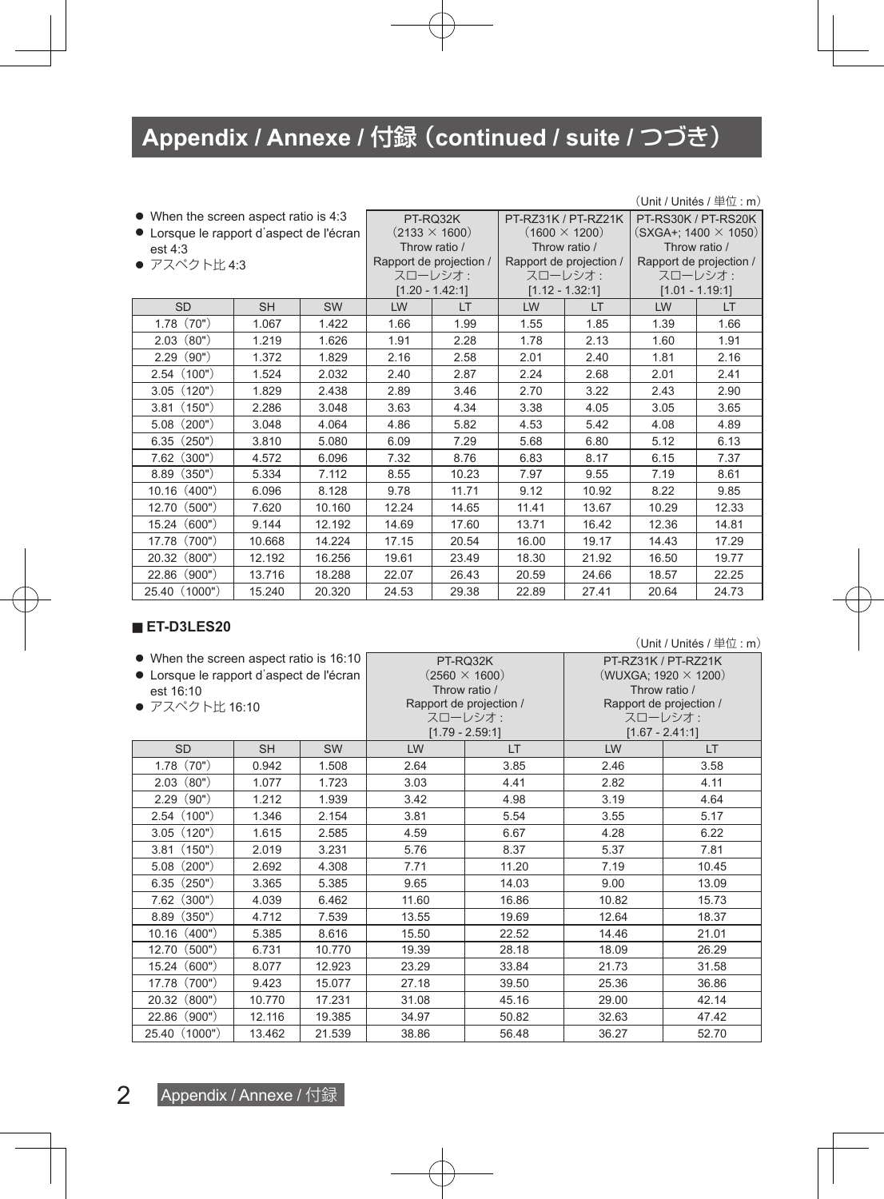# Appendix / Annexe / 付録（continued / suite / つづき）

（Unit / Unités / 単位 : m）

| ● When the screen aspect ratio is 4:3<br>● Lorsque le rapport d'aspect de l'écran est 4:3<br>● アスペクト比 4:3 | | | PT-RQ32K（2133 × 1600）Throw ratio / Rapport de projection / スローレシオ : [1.20 - 1.42:1] | | PT-RZ31K / PT-RZ21K（1600 × 1200）Throw ratio / Rapport de projection / スローレシオ : [1.12 - 1.32:1] | | PT-RS30K / PT-RS20K（SXGA+; 1400 × 1050）Throw ratio / Rapport de projection / スローレシオ : [1.01 - 1.19:1] | |
|---|---|---|---|---|---|---|---|---|
| SD | SH | SW | LW | LT | LW | LT | LW | LT |
| 1.78（70"） | 1.067 | 1.422 | 1.66 | 1.99 | 1.55 | 1.85 | 1.39 | 1.66 |
| 2.03（80"） | 1.219 | 1.626 | 1.91 | 2.28 | 1.78 | 2.13 | 1.60 | 1.91 |
| 2.29（90"） | 1.372 | 1.829 | 2.16 | 2.58 | 2.01 | 2.40 | 1.81 | 2.16 |
| 2.54（100"） | 1.524 | 2.032 | 2.40 | 2.87 | 2.24 | 2.68 | 2.01 | 2.41 |
| 3.05（120"） | 1.829 | 2.438 | 2.89 | 3.46 | 2.70 | 3.22 | 2.43 | 2.90 |
| 3.81（150"） | 2.286 | 3.048 | 3.63 | 4.34 | 3.38 | 4.05 | 3.05 | 3.65 |
| 5.08（200"） | 3.048 | 4.064 | 4.86 | 5.82 | 4.53 | 5.42 | 4.08 | 4.89 |
| 6.35（250"） | 3.810 | 5.080 | 6.09 | 7.29 | 5.68 | 6.80 | 5.12 | 6.13 |
| 7.62（300"） | 4.572 | 6.096 | 7.32 | 8.76 | 6.83 | 8.17 | 6.15 | 7.37 |
| 8.89（350"） | 5.334 | 7.112 | 8.55 | 10.23 | 7.97 | 9.55 | 7.19 | 8.61 |
| 10.16（400"） | 6.096 | 8.128 | 9.78 | 11.71 | 9.12 | 10.92 | 8.22 | 9.85 |
| 12.70（500"） | 7.620 | 10.160 | 12.24 | 14.65 | 11.41 | 13.67 | 10.29 | 12.33 |
| 15.24（600"） | 9.144 | 12.192 | 14.69 | 17.60 | 13.71 | 16.42 | 12.36 | 14.81 |
| 17.78（700"） | 10.668 | 14.224 | 17.15 | 20.54 | 16.00 | 19.17 | 14.43 | 17.29 |
| 20.32（800"） | 12.192 | 16.256 | 19.61 | 23.49 | 18.30 | 21.92 | 16.50 | 19.77 |
| 22.86（900"） | 13.716 | 18.288 | 22.07 | 26.43 | 20.59 | 24.66 | 18.57 | 22.25 |
| 25.40（1000"） | 15.240 | 20.320 | 24.53 | 29.38 | 22.89 | 27.41 | 20.64 | 24.73 |

## ■ ET-D3LES20

（Unit / Unités / 単位 : m）

| ● When the screen aspect ratio is 16:10<br>● Lorsque le rapport d'aspect de l'écran est 16:10<br>● アスペクト比 16:10 | | | PT-RQ32K（2560 × 1600）Throw ratio / Rapport de projection / スローレシオ : [1.79 - 2.59:1] | | PT-RZ31K / PT-RZ21K（WUXGA; 1920 × 1200）Throw ratio / Rapport de projection / スローレシオ : [1.67 - 2.41:1] | |
|---|---|---|---|---|---|---|
| SD | SH | SW | LW | LT | LW | LT |
| 1.78（70"） | 0.942 | 1.508 | 2.64 | 3.85 | 2.46 | 3.58 |
| 2.03（80"） | 1.077 | 1.723 | 3.03 | 4.41 | 2.82 | 4.11 |
| 2.29（90"） | 1.212 | 1.939 | 3.42 | 4.98 | 3.19 | 4.64 |
| 2.54（100"） | 1.346 | 2.154 | 3.81 | 5.54 | 3.55 | 5.17 |
| 3.05（120"） | 1.615 | 2.585 | 4.59 | 6.67 | 4.28 | 6.22 |
| 3.81（150"） | 2.019 | 3.231 | 5.76 | 8.37 | 5.37 | 7.81 |
| 5.08（200"） | 2.692 | 4.308 | 7.71 | 11.20 | 7.19 | 10.45 |
| 6.35（250"） | 3.365 | 5.385 | 9.65 | 14.03 | 9.00 | 13.09 |
| 7.62（300"） | 4.039 | 6.462 | 11.60 | 16.86 | 10.82 | 15.73 |
| 8.89（350"） | 4.712 | 7.539 | 13.55 | 19.69 | 12.64 | 18.37 |
| 10.16（400"） | 5.385 | 8.616 | 15.50 | 22.52 | 14.46 | 21.01 |
| 12.70（500"） | 6.731 | 10.770 | 19.39 | 28.18 | 18.09 | 26.29 |
| 15.24（600"） | 8.077 | 12.923 | 23.29 | 33.84 | 21.73 | 31.58 |
| 17.78（700"） | 9.423 | 15.077 | 27.18 | 39.50 | 25.36 | 36.86 |
| 20.32（800"） | 10.770 | 17.231 | 31.08 | 45.16 | 29.00 | 42.14 |
| 22.86（900"） | 12.116 | 19.385 | 34.97 | 50.82 | 32.63 | 47.42 |
| 25.40（1000"） | 13.462 | 21.539 | 38.86 | 56.48 | 36.27 | 52.70 |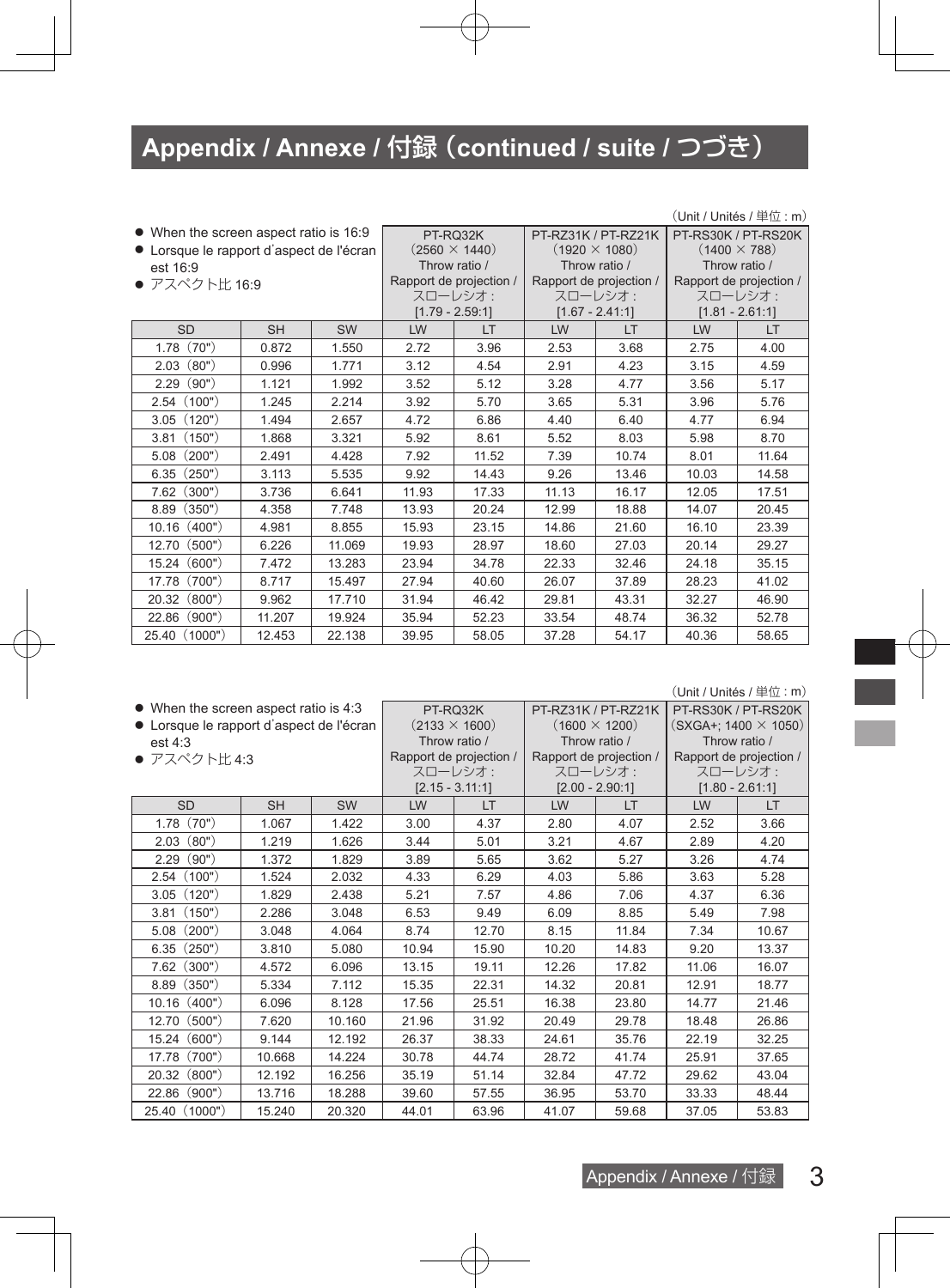# Appendix / Annexe / 付録（continued / suite / つづき）

（Unit / Unités / 単位 : m）

- When the screen aspect ratio is 16:9
- Lorsque le rapport d'aspect de l'écran est 16:9
- アスペクト比 16:9

| | | | PT-RQ32K (2560 × 1440) Throw ratio / Rapport de projection / スローレシオ : [1.79 - 2.59:1] | | PT-RZ31K / PT-RZ21K (1920 × 1080) Throw ratio / Rapport de projection / スローレシオ : [1.67 - 2.41:1] | | PT-RS30K / PT-RS20K (1400 × 788) Throw ratio / Rapport de projection / スローレシオ : [1.81 - 2.61:1] | |
|---|---|---|---|---|---|---|---|---|
| SD | SH | SW | LW | LT | LW | LT | LW | LT |
| 1.78（70"） | 0.872 | 1.550 | 2.72 | 3.96 | 2.53 | 3.68 | 2.75 | 4.00 |
| 2.03（80"） | 0.996 | 1.771 | 3.12 | 4.54 | 2.91 | 4.23 | 3.15 | 4.59 |
| 2.29（90"） | 1.121 | 1.992 | 3.52 | 5.12 | 3.28 | 4.77 | 3.56 | 5.17 |
| 2.54（100"） | 1.245 | 2.214 | 3.92 | 5.70 | 3.65 | 5.31 | 3.96 | 5.76 |
| 3.05（120"） | 1.494 | 2.657 | 4.72 | 6.86 | 4.40 | 6.40 | 4.77 | 6.94 |
| 3.81（150"） | 1.868 | 3.321 | 5.92 | 8.61 | 5.52 | 8.03 | 5.98 | 8.70 |
| 5.08（200"） | 2.491 | 4.428 | 7.92 | 11.52 | 7.39 | 10.74 | 8.01 | 11.64 |
| 6.35（250"） | 3.113 | 5.535 | 9.92 | 14.43 | 9.26 | 13.46 | 10.03 | 14.58 |
| 7.62（300"） | 3.736 | 6.641 | 11.93 | 17.33 | 11.13 | 16.17 | 12.05 | 17.51 |
| 8.89（350"） | 4.358 | 7.748 | 13.93 | 20.24 | 12.99 | 18.88 | 14.07 | 20.45 |
| 10.16（400"） | 4.981 | 8.855 | 15.93 | 23.15 | 14.86 | 21.60 | 16.10 | 23.39 |
| 12.70（500"） | 6.226 | 11.069 | 19.93 | 28.97 | 18.60 | 27.03 | 20.14 | 29.27 |
| 15.24（600"） | 7.472 | 13.283 | 23.94 | 34.78 | 22.33 | 32.46 | 24.18 | 35.15 |
| 17.78（700"） | 8.717 | 15.497 | 27.94 | 40.60 | 26.07 | 37.89 | 28.23 | 41.02 |
| 20.32（800"） | 9.962 | 17.710 | 31.94 | 46.42 | 29.81 | 43.31 | 32.27 | 46.90 |
| 22.86（900"） | 11.207 | 19.924 | 35.94 | 52.23 | 33.54 | 48.74 | 36.32 | 52.78 |
| 25.40（1000"） | 12.453 | 22.138 | 39.95 | 58.05 | 37.28 | 54.17 | 40.36 | 58.65 |

（Unit / Unités / 単位 : m）

- When the screen aspect ratio is 4:3
- Lorsque le rapport d'aspect de l'écran est 4:3
- アスペクト比 4:3

| | | | PT-RQ32K (2133 × 1600) Throw ratio / Rapport de projection / スローレシオ : [2.15 - 3.11:1] | | PT-RZ31K / PT-RZ21K (1600 × 1200) Throw ratio / Rapport de projection / スローレシオ : [2.00 - 2.90:1] | | PT-RS30K / PT-RS20K (SXGA+; 1400 × 1050) Throw ratio / Rapport de projection / スローレシオ : [1.80 - 2.61:1] | |
|---|---|---|---|---|---|---|---|---|
| SD | SH | SW | LW | LT | LW | LT | LW | LT |
| 1.78（70"） | 1.067 | 1.422 | 3.00 | 4.37 | 2.80 | 4.07 | 2.52 | 3.66 |
| 2.03（80"） | 1.219 | 1.626 | 3.44 | 5.01 | 3.21 | 4.67 | 2.89 | 4.20 |
| 2.29（90"） | 1.372 | 1.829 | 3.89 | 5.65 | 3.62 | 5.27 | 3.26 | 4.74 |
| 2.54（100"） | 1.524 | 2.032 | 4.33 | 6.29 | 4.03 | 5.86 | 3.63 | 5.28 |
| 3.05（120"） | 1.829 | 2.438 | 5.21 | 7.57 | 4.86 | 7.06 | 4.37 | 6.36 |
| 3.81（150"） | 2.286 | 3.048 | 6.53 | 9.49 | 6.09 | 8.85 | 5.49 | 7.98 |
| 5.08（200"） | 3.048 | 4.064 | 8.74 | 12.70 | 8.15 | 11.84 | 7.34 | 10.67 |
| 6.35（250"） | 3.810 | 5.080 | 10.94 | 15.90 | 10.20 | 14.83 | 9.20 | 13.37 |
| 7.62（300"） | 4.572 | 6.096 | 13.15 | 19.11 | 12.26 | 17.82 | 11.06 | 16.07 |
| 8.89（350"） | 5.334 | 7.112 | 15.35 | 22.31 | 14.32 | 20.81 | 12.91 | 18.77 |
| 10.16（400"） | 6.096 | 8.128 | 17.56 | 25.51 | 16.38 | 23.80 | 14.77 | 21.46 |
| 12.70（500"） | 7.620 | 10.160 | 21.96 | 31.92 | 20.49 | 29.78 | 18.48 | 26.86 |
| 15.24（600"） | 9.144 | 12.192 | 26.37 | 38.33 | 24.61 | 35.76 | 22.19 | 32.25 |
| 17.78（700"） | 10.668 | 14.224 | 30.78 | 44.74 | 28.72 | 41.74 | 25.91 | 37.65 |
| 20.32（800"） | 12.192 | 16.256 | 35.19 | 51.14 | 32.84 | 47.72 | 29.62 | 43.04 |
| 22.86（900"） | 13.716 | 18.288 | 39.60 | 57.55 | 36.95 | 53.70 | 33.33 | 48.44 |
| 25.40（1000"） | 15.240 | 20.320 | 44.01 | 63.96 | 41.07 | 59.68 | 37.05 | 53.83 |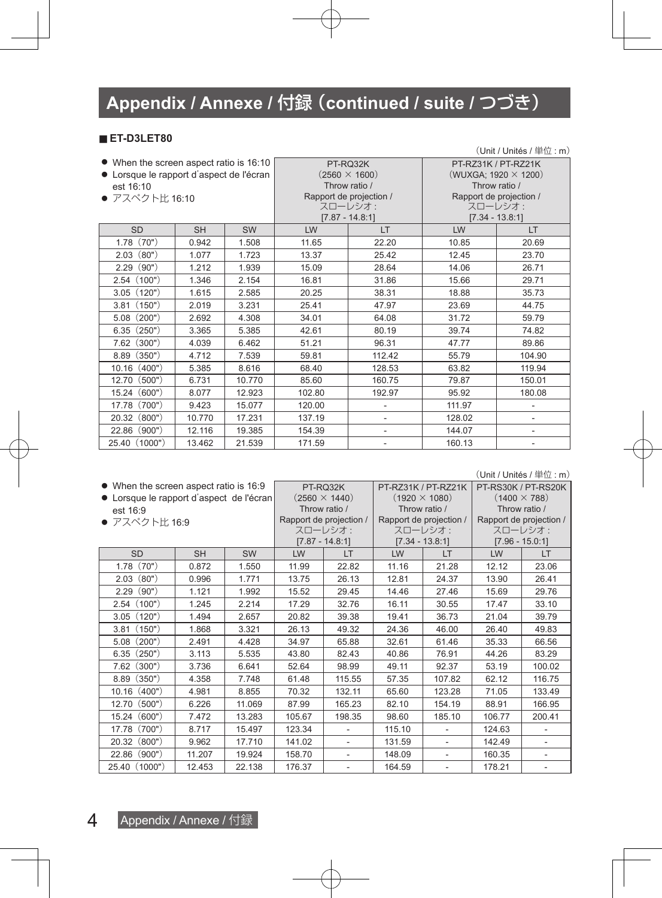# Appendix / Annexe / 付録（continued / suite / つづき）

## ■ ET-D3LET80

（Unit / Unités / 単位 : m）

- When the screen aspect ratio is 16:10
- Lorsque le rapport d'aspect de l'écran est 16:10
- アスペクト比 16:10

| | | | PT-RQ32K（2560 × 1600）Throw ratio / Rapport de projection / スローレシオ : [7.87 - 14.8:1] | | PT-RZ31K / PT-RZ21K（WUXGA; 1920 × 1200）Throw ratio / Rapport de projection / スローレシオ : [7.34 - 13.8:1] | |
|---|---|---|---|---|---|---|
| SD | SH | SW | LW | LT | LW | LT |
| 1.78（70"） | 0.942 | 1.508 | 11.65 | 22.20 | 10.85 | 20.69 |
| 2.03（80"） | 1.077 | 1.723 | 13.37 | 25.42 | 12.45 | 23.70 |
| 2.29（90"） | 1.212 | 1.939 | 15.09 | 28.64 | 14.06 | 26.71 |
| 2.54（100"） | 1.346 | 2.154 | 16.81 | 31.86 | 15.66 | 29.71 |
| 3.05（120"） | 1.615 | 2.585 | 20.25 | 38.31 | 18.88 | 35.73 |
| 3.81（150"） | 2.019 | 3.231 | 25.41 | 47.97 | 23.69 | 44.75 |
| 5.08（200"） | 2.692 | 4.308 | 34.01 | 64.08 | 31.72 | 59.79 |
| 6.35（250"） | 3.365 | 5.385 | 42.61 | 80.19 | 39.74 | 74.82 |
| 7.62（300"） | 4.039 | 6.462 | 51.21 | 96.31 | 47.77 | 89.86 |
| 8.89（350"） | 4.712 | 7.539 | 59.81 | 112.42 | 55.79 | 104.90 |
| 10.16（400"） | 5.385 | 8.616 | 68.40 | 128.53 | 63.82 | 119.94 |
| 12.70（500"） | 6.731 | 10.770 | 85.60 | 160.75 | 79.87 | 150.01 |
| 15.24（600"） | 8.077 | 12.923 | 102.80 | 192.97 | 95.92 | 180.08 |
| 17.78（700"） | 9.423 | 15.077 | 120.00 | - | 111.97 | - |
| 20.32（800"） | 10.770 | 17.231 | 137.19 | - | 128.02 | - |
| 22.86（900"） | 12.116 | 19.385 | 154.39 | - | 144.07 | - |
| 25.40（1000"） | 13.462 | 21.539 | 171.59 | - | 160.13 | - |

（Unit / Unités / 単位 : m）

- When the screen aspect ratio is 16:9
- Lorsque le rapport d'aspect de l'écran est 16:9
- アスペクト比 16:9

| | | | PT-RQ32K（2560 × 1440）Throw ratio / Rapport de projection / スローレシオ : [7.87 - 14.8:1] | | PT-RZ31K / PT-RZ21K（1920 × 1080）Throw ratio / Rapport de projection / スローレシオ : [7.34 - 13.8:1] | | PT-RS30K / PT-RS20K（1400 × 788）Throw ratio / Rapport de projection / スローレシオ : [7.96 - 15.0:1] | |
|---|---|---|---|---|---|---|---|---|
| SD | SH | SW | LW | LT | LW | LT | LW | LT |
| 1.78（70"） | 0.872 | 1.550 | 11.99 | 22.82 | 11.16 | 21.28 | 12.12 | 23.06 |
| 2.03（80"） | 0.996 | 1.771 | 13.75 | 26.13 | 12.81 | 24.37 | 13.90 | 26.41 |
| 2.29（90"） | 1.121 | 1.992 | 15.52 | 29.45 | 14.46 | 27.46 | 15.69 | 29.76 |
| 2.54（100"） | 1.245 | 2.214 | 17.29 | 32.76 | 16.11 | 30.55 | 17.47 | 33.10 |
| 3.05（120"） | 1.494 | 2.657 | 20.82 | 39.38 | 19.41 | 36.73 | 21.04 | 39.79 |
| 3.81（150"） | 1.868 | 3.321 | 26.13 | 49.32 | 24.36 | 46.00 | 26.40 | 49.83 |
| 5.08（200"） | 2.491 | 4.428 | 34.97 | 65.88 | 32.61 | 61.46 | 35.33 | 66.56 |
| 6.35（250"） | 3.113 | 5.535 | 43.80 | 82.43 | 40.86 | 76.91 | 44.26 | 83.29 |
| 7.62（300"） | 3.736 | 6.641 | 52.64 | 98.99 | 49.11 | 92.37 | 53.19 | 100.02 |
| 8.89（350"） | 4.358 | 7.748 | 61.48 | 115.55 | 57.35 | 107.82 | 62.12 | 116.75 |
| 10.16（400"） | 4.981 | 8.855 | 70.32 | 132.11 | 65.60 | 123.28 | 71.05 | 133.49 |
| 12.70（500"） | 6.226 | 11.069 | 87.99 | 165.23 | 82.10 | 154.19 | 88.91 | 166.95 |
| 15.24（600"） | 7.472 | 13.283 | 105.67 | 198.35 | 98.60 | 185.10 | 106.77 | 200.41 |
| 17.78（700"） | 8.717 | 15.497 | 123.34 | - | 115.10 | - | 124.63 | - |
| 20.32（800"） | 9.962 | 17.710 | 141.02 | - | 131.59 | - | 142.49 | - |
| 22.86（900"） | 11.207 | 19.924 | 158.70 | - | 148.09 | - | 160.35 | - |
| 25.40（1000"） | 12.453 | 22.138 | 176.37 | - | 164.59 | - | 178.21 | - |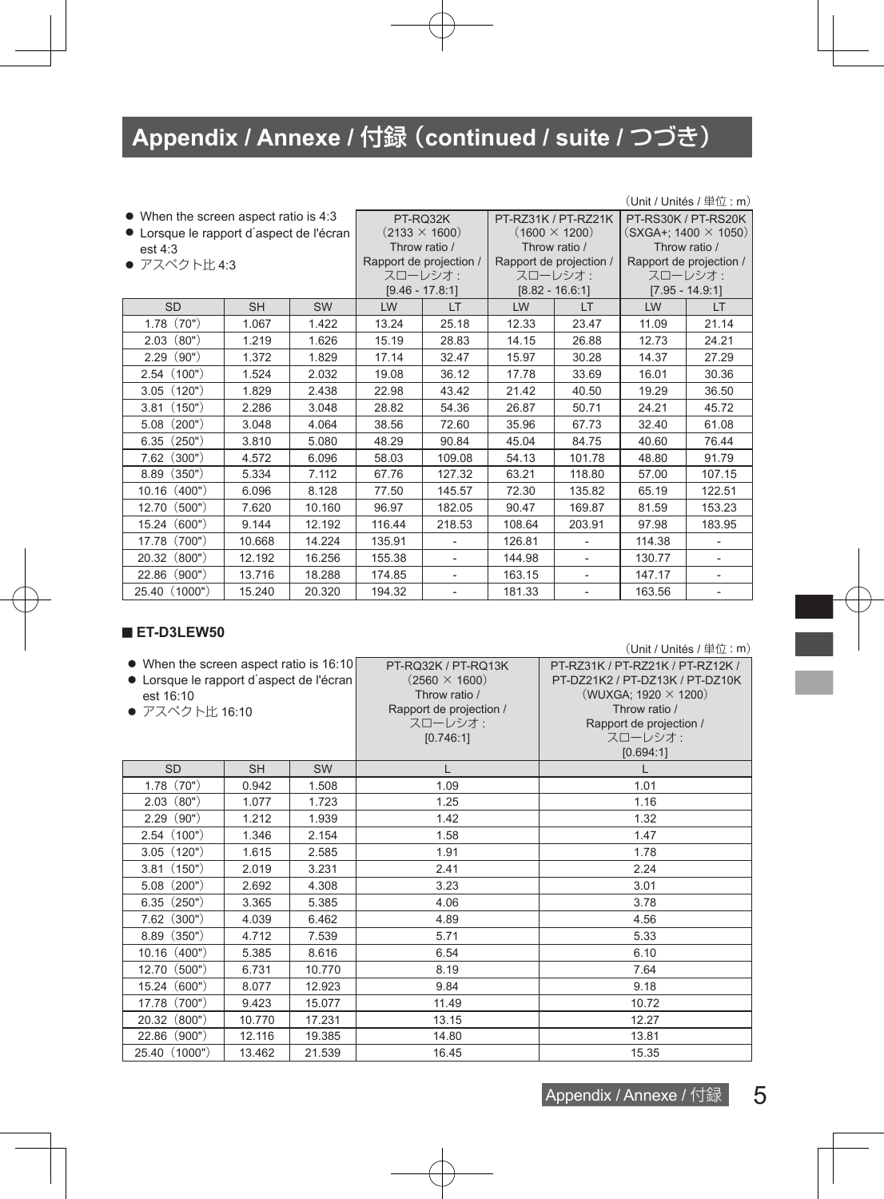# Appendix / Annexe / 付録 (continued / suite / つづき)

(Unit / Unités / 単位 : m)

- When the screen aspect ratio is 4:3
- Lorsque le rapport d'aspect de l'écran est 4:3
- アスペクト比 4:3

| | | | PT-RQ32K (2133 × 1600) Throw ratio / Rapport de projection / スローレシオ : [9.46 - 17.8:1] | | PT-RZ31K / PT-RZ21K (1600 × 1200) Throw ratio / Rapport de projection / スローレシオ : [8.82 - 16.6:1] | | PT-RS30K / PT-RS20K (SXGA+; 1400 × 1050) Throw ratio / Rapport de projection / スローレシオ : [7.95 - 14.9:1] | |
|---|---|---|---|---|---|---|---|---|
| SD | SH | SW | LW | LT | LW | LT | LW | LT |
| 1.78 (70") | 1.067 | 1.422 | 13.24 | 25.18 | 12.33 | 23.47 | 11.09 | 21.14 |
| 2.03 (80") | 1.219 | 1.626 | 15.19 | 28.83 | 14.15 | 26.88 | 12.73 | 24.21 |
| 2.29 (90") | 1.372 | 1.829 | 17.14 | 32.47 | 15.97 | 30.28 | 14.37 | 27.29 |
| 2.54 (100") | 1.524 | 2.032 | 19.08 | 36.12 | 17.78 | 33.69 | 16.01 | 30.36 |
| 3.05 (120") | 1.829 | 2.438 | 22.98 | 43.42 | 21.42 | 40.50 | 19.29 | 36.50 |
| 3.81 (150") | 2.286 | 3.048 | 28.82 | 54.36 | 26.87 | 50.71 | 24.21 | 45.72 |
| 5.08 (200") | 3.048 | 4.064 | 38.56 | 72.60 | 35.96 | 67.73 | 32.40 | 61.08 |
| 6.35 (250") | 3.810 | 5.080 | 48.29 | 90.84 | 45.04 | 84.75 | 40.60 | 76.44 |
| 7.62 (300") | 4.572 | 6.096 | 58.03 | 109.08 | 54.13 | 101.78 | 48.80 | 91.79 |
| 8.89 (350") | 5.334 | 7.112 | 67.76 | 127.32 | 63.21 | 118.80 | 57.00 | 107.15 |
| 10.16 (400") | 6.096 | 8.128 | 77.50 | 145.57 | 72.30 | 135.82 | 65.19 | 122.51 |
| 12.70 (500") | 7.620 | 10.160 | 96.97 | 182.05 | 90.47 | 169.87 | 81.59 | 153.23 |
| 15.24 (600") | 9.144 | 12.192 | 116.44 | 218.53 | 108.64 | 203.91 | 97.98 | 183.95 |
| 17.78 (700") | 10.668 | 14.224 | 135.91 | - | 126.81 | - | 114.38 | - |
| 20.32 (800") | 12.192 | 16.256 | 155.38 | - | 144.98 | - | 130.77 | - |
| 22.86 (900") | 13.716 | 18.288 | 174.85 | - | 163.15 | - | 147.17 | - |
| 25.40 (1000") | 15.240 | 20.320 | 194.32 | - | 181.33 | - | 163.56 | - |

## ■ ET-D3LEW50

(Unit / Unités / 単位 : m)

- When the screen aspect ratio is 16:10
- Lorsque le rapport d'aspect de l'écran est 16:10
- アスペクト比 16:10

| | | | PT-RQ32K / PT-RQ13K (2560 × 1600) Throw ratio / Rapport de projection / スローレシオ : [0.746:1] | PT-RZ31K / PT-RZ21K / PT-RZ12K / PT-DZ21K2 / PT-DZ13K / PT-DZ10K (WUXGA; 1920 × 1200) Throw ratio / Rapport de projection / スローレシオ : [0.694:1] |
|---|---|---|---|---|
| SD | SH | SW | L | L |
| 1.78 (70") | 0.942 | 1.508 | 1.09 | 1.01 |
| 2.03 (80") | 1.077 | 1.723 | 1.25 | 1.16 |
| 2.29 (90") | 1.212 | 1.939 | 1.42 | 1.32 |
| 2.54 (100") | 1.346 | 2.154 | 1.58 | 1.47 |
| 3.05 (120") | 1.615 | 2.585 | 1.91 | 1.78 |
| 3.81 (150") | 2.019 | 3.231 | 2.41 | 2.24 |
| 5.08 (200") | 2.692 | 4.308 | 3.23 | 3.01 |
| 6.35 (250") | 3.365 | 5.385 | 4.06 | 3.78 |
| 7.62 (300") | 4.039 | 6.462 | 4.89 | 4.56 |
| 8.89 (350") | 4.712 | 7.539 | 5.71 | 5.33 |
| 10.16 (400") | 5.385 | 8.616 | 6.54 | 6.10 |
| 12.70 (500") | 6.731 | 10.770 | 8.19 | 7.64 |
| 15.24 (600") | 8.077 | 12.923 | 9.84 | 9.18 |
| 17.78 (700") | 9.423 | 15.077 | 11.49 | 10.72 |
| 20.32 (800") | 10.770 | 17.231 | 13.15 | 12.27 |
| 22.86 (900") | 12.116 | 19.385 | 14.80 | 13.81 |
| 25.40 (1000") | 13.462 | 21.539 | 16.45 | 15.35 |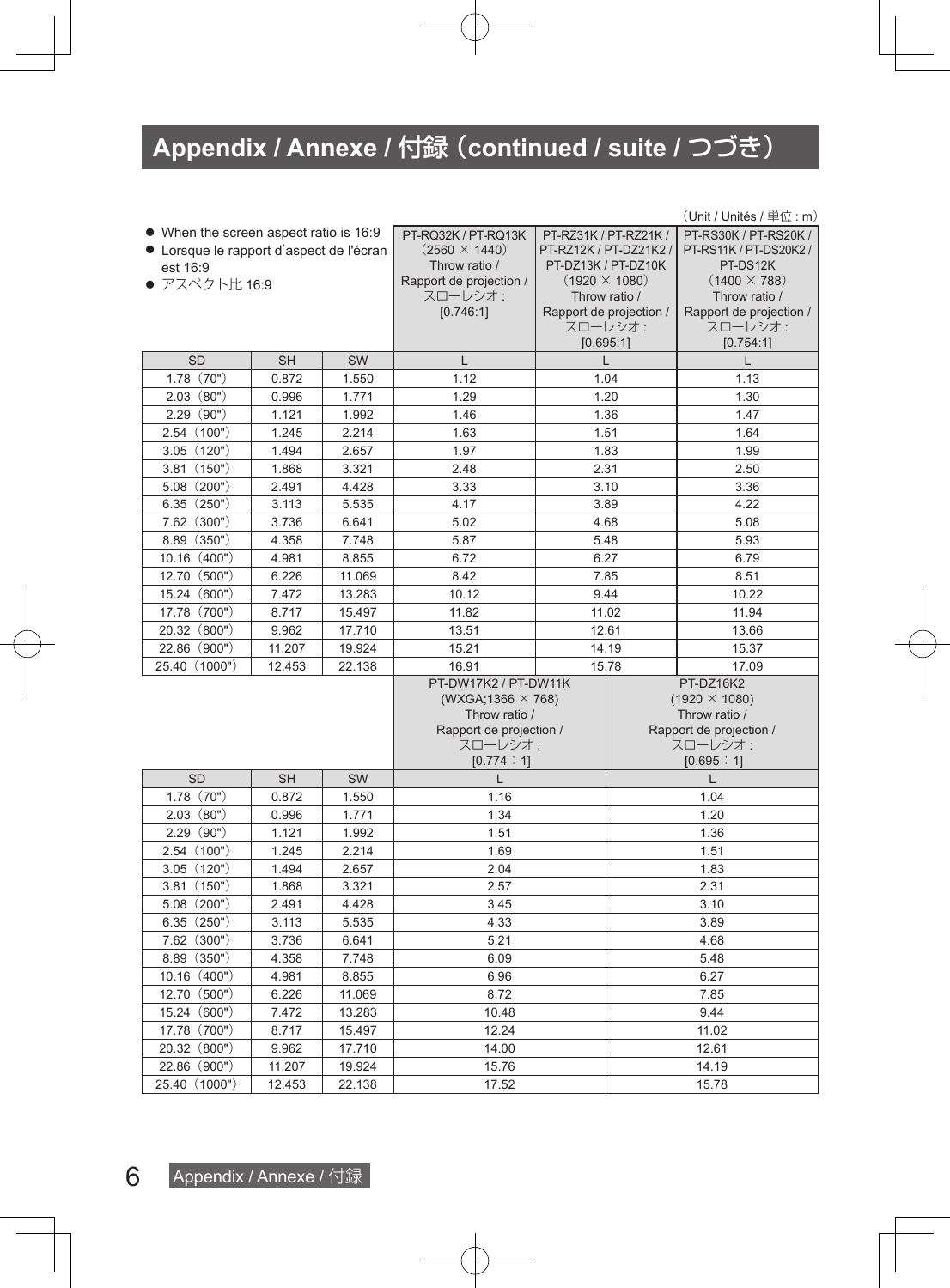# Appendix / Annexe / 付録（continued / suite / つづき）

（Unit / Unités / 単位 : m）

- When the screen aspect ratio is 16:9
- Lorsque le rapport d'aspect de l'écran est 16:9
- アスペクト比 16:9

| | | | PT-RQ32K / PT-RQ13K（2560 × 1440）Throw ratio / Rapport de projection / スローレシオ : [0.746:1] | PT-RZ31K / PT-RZ21K / PT-RZ12K / PT-DZ21K2 / PT-DZ13K / PT-DZ10K（1920 × 1080）Throw ratio / Rapport de projection / スローレシオ : [0.695:1] | PT-RS30K / PT-RS20K / PT-RS11K / PT-DS20K2 / PT-DS12K（1400 × 788）Throw ratio / Rapport de projection / スローレシオ : [0.754:1] |
|---|---|---|---|---|---|
| SD | SH | SW | L | L | L |
| 1.78（70"） | 0.872 | 1.550 | 1.12 | 1.04 | 1.13 |
| 2.03（80"） | 0.996 | 1.771 | 1.29 | 1.20 | 1.30 |
| 2.29（90"） | 1.121 | 1.992 | 1.46 | 1.36 | 1.47 |
| 2.54（100"） | 1.245 | 2.214 | 1.63 | 1.51 | 1.64 |
| 3.05（120"） | 1.494 | 2.657 | 1.97 | 1.83 | 1.99 |
| 3.81（150"） | 1.868 | 3.321 | 2.48 | 2.31 | 2.50 |
| 5.08（200"） | 2.491 | 4.428 | 3.33 | 3.10 | 3.36 |
| 6.35（250"） | 3.113 | 5.535 | 4.17 | 3.89 | 4.22 |
| 7.62（300"） | 3.736 | 6.641 | 5.02 | 4.68 | 5.08 |
| 8.89（350"） | 4.358 | 7.748 | 5.87 | 5.48 | 5.93 |
| 10.16（400"） | 4.981 | 8.855 | 6.72 | 6.27 | 6.79 |
| 12.70（500"） | 6.226 | 11.069 | 8.42 | 7.85 | 8.51 |
| 15.24（600"） | 7.472 | 13.283 | 10.12 | 9.44 | 10.22 |
| 17.78（700"） | 8.717 | 15.497 | 11.82 | 11.02 | 11.94 |
| 20.32（800"） | 9.962 | 17.710 | 13.51 | 12.61 | 13.66 |
| 22.86（900"） | 11.207 | 19.924 | 15.21 | 14.19 | 15.37 |
| 25.40（1000"） | 12.453 | 22.138 | 16.91 | 15.78 | 17.09 |

| | | | PT-DW17K2 / PT-DW11K (WXGA;1366 × 768) Throw ratio / Rapport de projection / スローレシオ : [0.774：1] | PT-DZ16K2 (1920 × 1080) Throw ratio / Rapport de projection / スローレシオ : [0.695：1] |
|---|---|---|---|---|
| SD | SH | SW | L | L |
| 1.78（70"） | 0.872 | 1.550 | 1.16 | 1.04 |
| 2.03（80"） | 0.996 | 1.771 | 1.34 | 1.20 |
| 2.29（90"） | 1.121 | 1.992 | 1.51 | 1.36 |
| 2.54（100"） | 1.245 | 2.214 | 1.69 | 1.51 |
| 3.05（120"） | 1.494 | 2.657 | 2.04 | 1.83 |
| 3.81（150"） | 1.868 | 3.321 | 2.57 | 2.31 |
| 5.08（200"） | 2.491 | 4.428 | 3.45 | 3.10 |
| 6.35（250"） | 3.113 | 5.535 | 4.33 | 3.89 |
| 7.62（300"） | 3.736 | 6.641 | 5.21 | 4.68 |
| 8.89（350"） | 4.358 | 7.748 | 6.09 | 5.48 |
| 10.16（400"） | 4.981 | 8.855 | 6.96 | 6.27 |
| 12.70（500"） | 6.226 | 11.069 | 8.72 | 7.85 |
| 15.24（600"） | 7.472 | 13.283 | 10.48 | 9.44 |
| 17.78（700"） | 8.717 | 15.497 | 12.24 | 11.02 |
| 20.32（800"） | 9.962 | 17.710 | 14.00 | 12.61 |
| 22.86（900"） | 11.207 | 19.924 | 15.76 | 14.19 |
| 25.40（1000"） | 12.453 | 22.138 | 17.52 | 15.78 |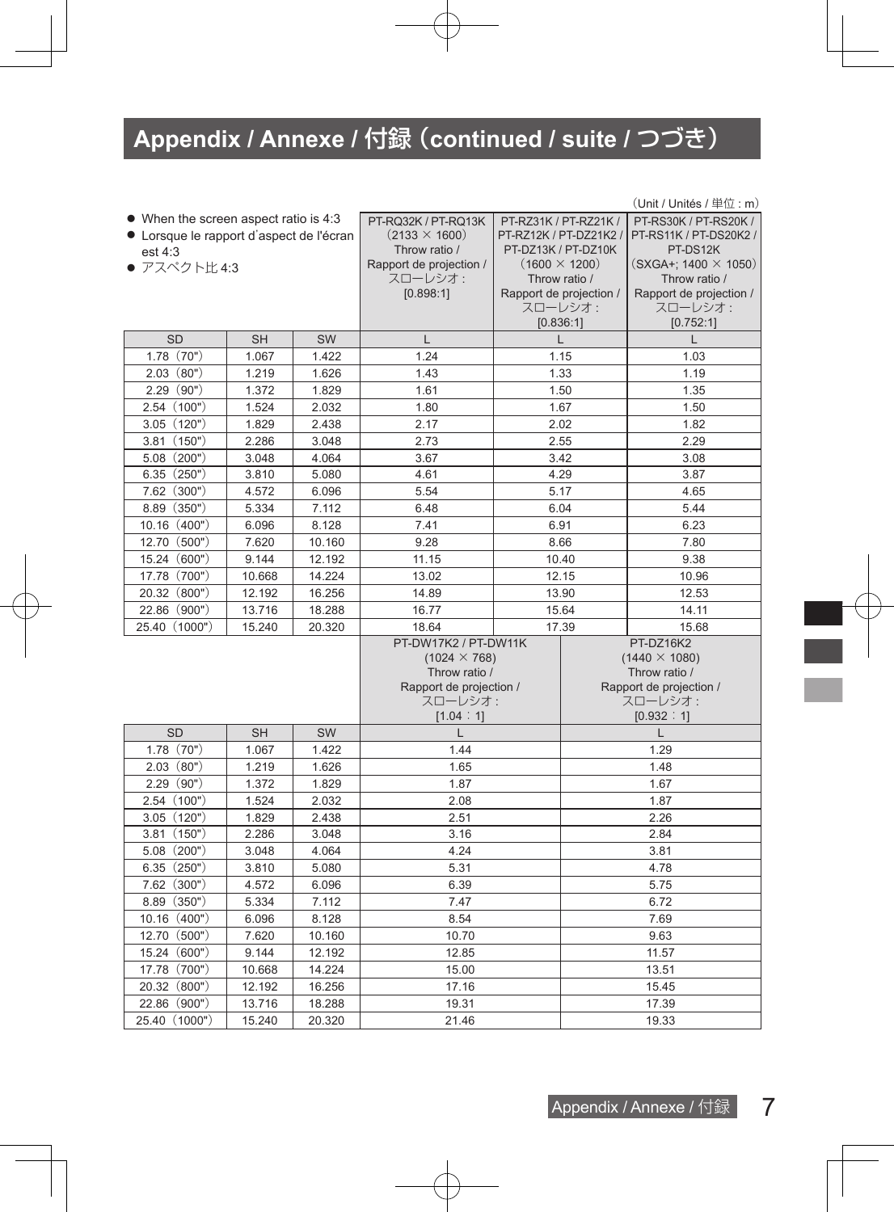# Appendix / Annexe / 付録（continued / suite / つづき）

（Unit / Unités / 単位 : m）

- When the screen aspect ratio is 4:3
- Lorsque le rapport d'aspect de l'écran est 4:3
- アスペクト比 4:3

| SD | SH | SW | PT-RQ32K / PT-RQ13K（2133 × 1600）Throw ratio / Rapport de projection / スローレシオ : [0.898:1] | PT-RZ31K / PT-RZ21K / PT-RZ12K / PT-DZ21K2 / PT-DZ13K / PT-DZ10K（1600 × 1200）Throw ratio / Rapport de projection / スローレシオ : [0.836:1] | PT-RS30K / PT-RS20K / PT-RS11K / PT-DS20K2 / PT-DS12K（SXGA+; 1400 × 1050）Throw ratio / Rapport de projection / スローレシオ : [0.752:1] |
|---|---|---|---|---|---|
| | | | L | L | L |
| 1.78（70"） | 1.067 | 1.422 | 1.24 | 1.15 | 1.03 |
| 2.03（80"） | 1.219 | 1.626 | 1.43 | 1.33 | 1.19 |
| 2.29（90"） | 1.372 | 1.829 | 1.61 | 1.50 | 1.35 |
| 2.54（100"） | 1.524 | 2.032 | 1.80 | 1.67 | 1.50 |
| 3.05（120"） | 1.829 | 2.438 | 2.17 | 2.02 | 1.82 |
| 3.81（150"） | 2.286 | 3.048 | 2.73 | 2.55 | 2.29 |
| 5.08（200"） | 3.048 | 4.064 | 3.67 | 3.42 | 3.08 |
| 6.35（250"） | 3.810 | 5.080 | 4.61 | 4.29 | 3.87 |
| 7.62（300"） | 4.572 | 6.096 | 5.54 | 5.17 | 4.65 |
| 8.89（350"） | 5.334 | 7.112 | 6.48 | 6.04 | 5.44 |
| 10.16（400"） | 6.096 | 8.128 | 7.41 | 6.91 | 6.23 |
| 12.70（500"） | 7.620 | 10.160 | 9.28 | 8.66 | 7.80 |
| 15.24（600"） | 9.144 | 12.192 | 11.15 | 10.40 | 9.38 |
| 17.78（700"） | 10.668 | 14.224 | 13.02 | 12.15 | 10.96 |
| 20.32（800"） | 12.192 | 16.256 | 14.89 | 13.90 | 12.53 |
| 22.86（900"） | 13.716 | 18.288 | 16.77 | 15.64 | 14.11 |
| 25.40（1000"） | 15.240 | 20.320 | 18.64 | 17.39 | 15.68 |

| SD | SH | SW | PT-DW17K2 / PT-DW11K（1024 × 768）Throw ratio / Rapport de projection / スローレシオ : [1.04：1] | PT-DZ16K2（1440 × 1080）Throw ratio / Rapport de projection / スローレシオ : [0.932：1] |
|---|---|---|---|---|
| | | | L | L |
| 1.78（70"） | 1.067 | 1.422 | 1.44 | 1.29 |
| 2.03（80"） | 1.219 | 1.626 | 1.65 | 1.48 |
| 2.29（90"） | 1.372 | 1.829 | 1.87 | 1.67 |
| 2.54（100"） | 1.524 | 2.032 | 2.08 | 1.87 |
| 3.05（120"） | 1.829 | 2.438 | 2.51 | 2.26 |
| 3.81（150"） | 2.286 | 3.048 | 3.16 | 2.84 |
| 5.08（200"） | 3.048 | 4.064 | 4.24 | 3.81 |
| 6.35（250"） | 3.810 | 5.080 | 5.31 | 4.78 |
| 7.62（300"） | 4.572 | 6.096 | 6.39 | 5.75 |
| 8.89（350"） | 5.334 | 7.112 | 7.47 | 6.72 |
| 10.16（400"） | 6.096 | 8.128 | 8.54 | 7.69 |
| 12.70（500"） | 7.620 | 10.160 | 10.70 | 9.63 |
| 15.24（600"） | 9.144 | 12.192 | 12.85 | 11.57 |
| 17.78（700"） | 10.668 | 14.224 | 15.00 | 13.51 |
| 20.32（800"） | 12.192 | 16.256 | 17.16 | 15.45 |
| 22.86（900"） | 13.716 | 18.288 | 19.31 | 17.39 |
| 25.40（1000"） | 15.240 | 20.320 | 21.46 | 19.33 |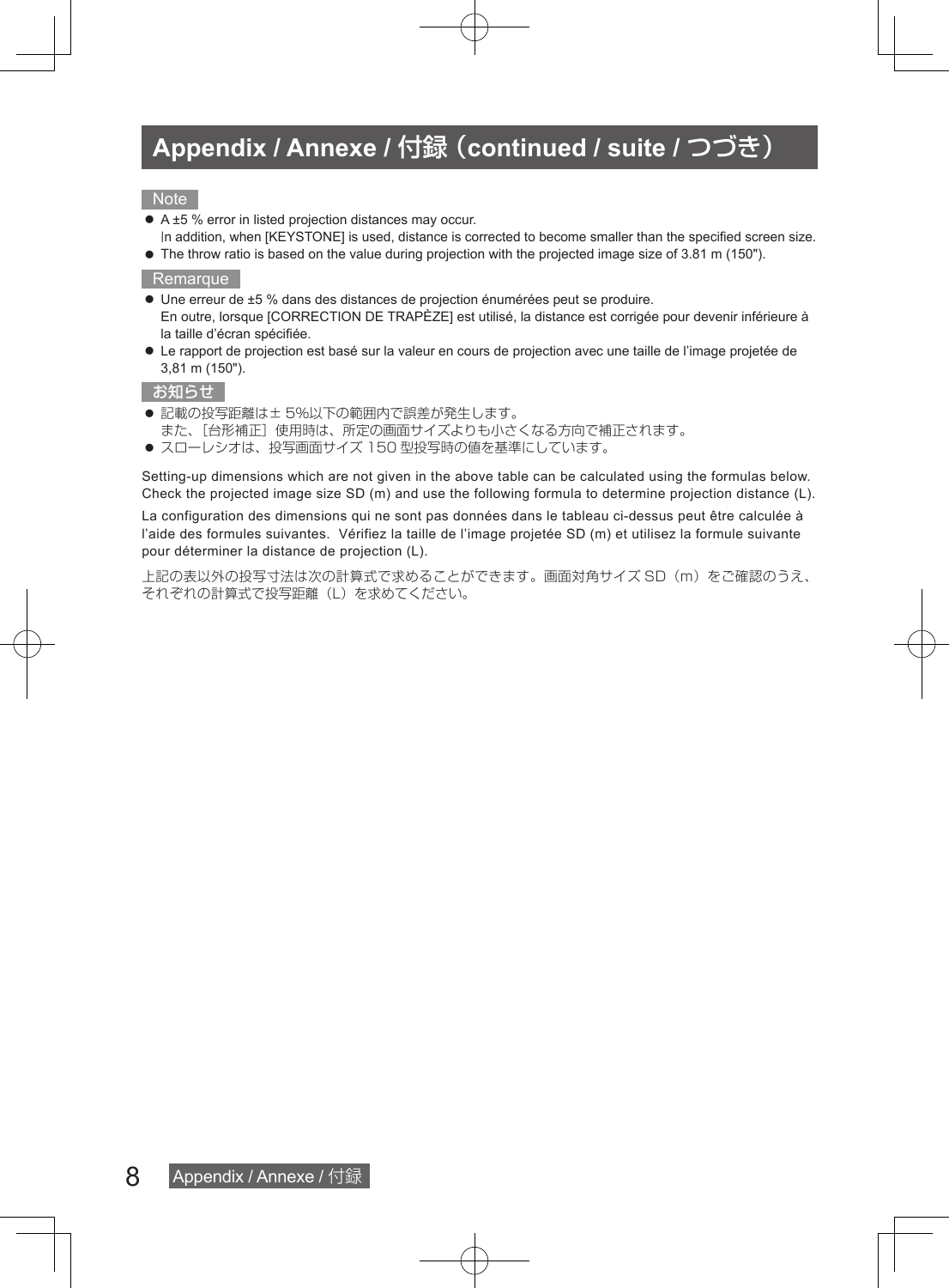# Appendix / Annexe / 付録（continued / suite / つづき）

**Note**

- A ±5 % error in listed projection distances may occur.
  In addition, when [KEYSTONE] is used, distance is corrected to become smaller than the specified screen size.
- The throw ratio is based on the value during projection with the projected image size of 3.81 m (150").

**Remarque**

- Une erreur de ±5 % dans des distances de projection énumérées peut se produire.
  En outre, lorsque [CORRECTION DE TRAPÈZE] est utilisé, la distance est corrigée pour devenir inférieure à la taille d’écran spécifiée.
- Le rapport de projection est basé sur la valeur en cours de projection avec une taille de l’image projetée de 3,81 m (150").

**お知らせ**

- 記載の投写距離は± 5%以下の範囲内で誤差が発生します。
  また、［台形補正］使用時は、所定の画面サイズよりも小さくなる方向で補正されます。
- スローレシオは、投写画面サイズ 150 型投写時の値を基準にしています。

Setting-up dimensions which are not given in the above table can be calculated using the formulas below. Check the projected image size SD (m) and use the following formula to determine projection distance (L).

La configuration des dimensions qui ne sont pas données dans le tableau ci-dessus peut être calculée à l’aide des formules suivantes. Vérifiez la taille de l’image projetée SD (m) et utilisez la formule suivante pour déterminer la distance de projection (L).

上記の表以外の投写寸法は次の計算式で求めることができます。画面対角サイズ SD（m）をご確認のうえ、それぞれの計算式で投写距離（L）を求めてください。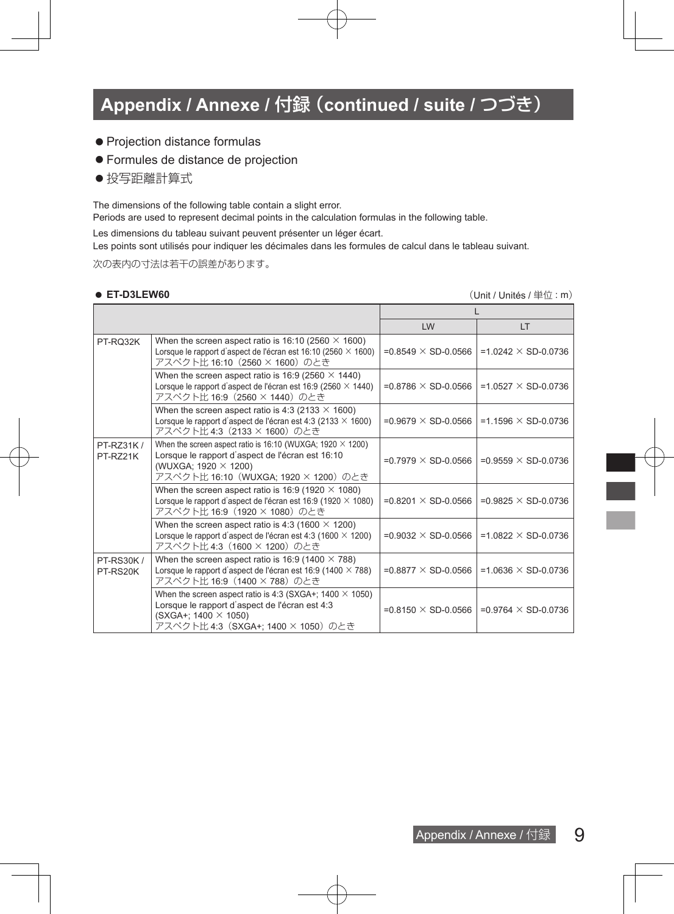# Appendix / Annexe / 付録（continued / suite / つづき）

- Projection distance formulas
- Formules de distance de projection
- 投写距離計算式

The dimensions of the following table contain a slight error.
Periods are used to represent decimal points in the calculation formulas in the following table.

Les dimensions du tableau suivant peuvent présenter un léger écart.
Les points sont utilisés pour indiquer les décimales dans les formules de calcul dans le tableau suivant.

次の表内の寸法は若干の誤差があります。

- **ET-D3LEW60**

（Unit / Unités / 単位 : m）

| | | L | |
|---|---|---|---|
| | | LW | LT |
| PT-RQ32K | When the screen aspect ratio is 16:10 (2560 × 1600)<br>Lorsque le rapport d'aspect de l'écran est 16:10 (2560 × 1600)<br>アスペクト比 16:10（2560 × 1600）のとき | =0.8549 × SD-0.0566 | =1.0242 × SD-0.0736 |
| | When the screen aspect ratio is 16:9 (2560 × 1440)<br>Lorsque le rapport d'aspect de l'écran est 16:9 (2560 × 1440)<br>アスペクト比 16:9（2560 × 1440）のとき | =0.8786 × SD-0.0566 | =1.0527 × SD-0.0736 |
| | When the screen aspect ratio is 4:3 (2133 × 1600)<br>Lorsque le rapport d'aspect de l'écran est 4:3 (2133 × 1600)<br>アスペクト比 4:3（2133 × 1600）のとき | =0.9679 × SD-0.0566 | =1.1596 × SD-0.0736 |
| PT-RZ31K / PT-RZ21K | When the screen aspect ratio is 16:10 (WUXGA; 1920 × 1200)<br>Lorsque le rapport d'aspect de l'écran est 16:10 (WUXGA; 1920 × 1200)<br>アスペクト比 16:10（WUXGA; 1920 × 1200）のとき | =0.7979 × SD-0.0566 | =0.9559 × SD-0.0736 |
| | When the screen aspect ratio is 16:9 (1920 × 1080)<br>Lorsque le rapport d'aspect de l'écran est 16:9 (1920 × 1080)<br>アスペクト比 16:9（1920 × 1080）のとき | =0.8201 × SD-0.0566 | =0.9825 × SD-0.0736 |
| | When the screen aspect ratio is 4:3 (1600 × 1200)<br>Lorsque le rapport d'aspect de l'écran est 4:3 (1600 × 1200)<br>アスペクト比 4:3（1600 × 1200）のとき | =0.9032 × SD-0.0566 | =1.0822 × SD-0.0736 |
| PT-RS30K / PT-RS20K | When the screen aspect ratio is 16:9 (1400 × 788)<br>Lorsque le rapport d'aspect de l'écran est 16:9 (1400 × 788)<br>アスペクト比 16:9（1400 × 788）のとき | =0.8877 × SD-0.0566 | =1.0636 × SD-0.0736 |
| | When the screen aspect ratio is 4:3 (SXGA+; 1400 × 1050)<br>Lorsque le rapport d'aspect de l'écran est 4:3 (SXGA+; 1400 × 1050)<br>アスペクト比 4:3（SXGA+; 1400 × 1050）のとき | =0.8150 × SD-0.0566 | =0.9764 × SD-0.0736 |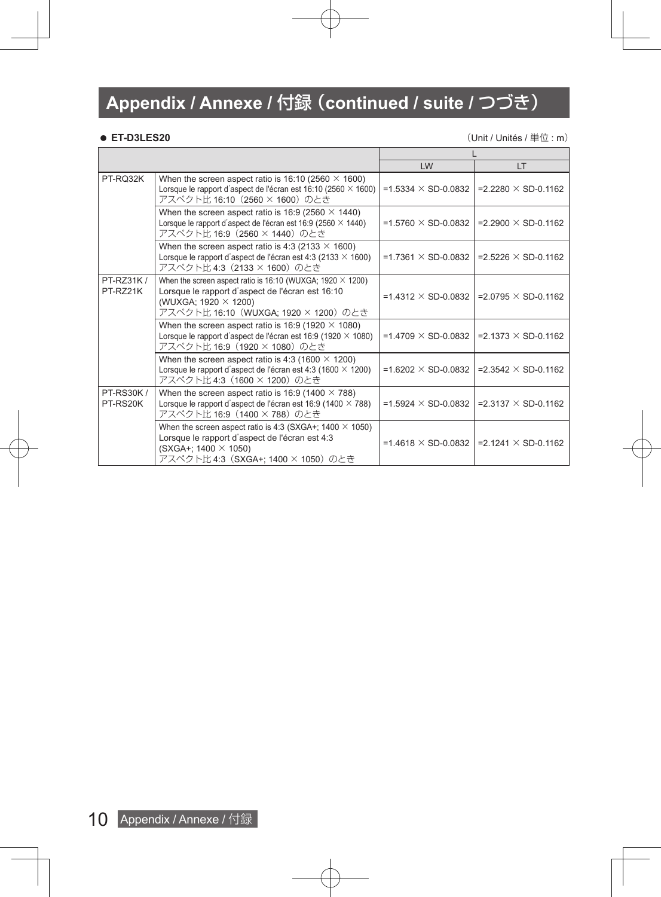# Appendix / Annexe / 付録（continued / suite / つづき）

● **ET-D3LES20**

（Unit / Unités / 単位 : m）

| | | L | |
|---|---|---|---|
| | | LW | LT |
| PT-RQ32K | When the screen aspect ratio is 16:10 (2560 × 1600)<br>Lorsque le rapport d'aspect de l'écran est 16:10 (2560 × 1600)<br>アスペクト比 16:10（2560 × 1600）のとき | =1.5334 × SD-0.0832 | =2.2280 × SD-0.1162 |
| | When the screen aspect ratio is 16:9 (2560 × 1440)<br>Lorsque le rapport d'aspect de l'écran est 16:9 (2560 × 1440)<br>アスペクト比 16:9（2560 × 1440）のとき | =1.5760 × SD-0.0832 | =2.2900 × SD-0.1162 |
| | When the screen aspect ratio is 4:3 (2133 × 1600)<br>Lorsque le rapport d'aspect de l'écran est 4:3 (2133 × 1600)<br>アスペクト比 4:3（2133 × 1600）のとき | =1.7361 × SD-0.0832 | =2.5226 × SD-0.1162 |
| PT-RZ31K / PT-RZ21K | When the screen aspect ratio is 16:10 (WUXGA; 1920 × 1200)<br>Lorsque le rapport d'aspect de l'écran est 16:10 (WUXGA; 1920 × 1200)<br>アスペクト比 16:10（WUXGA; 1920 × 1200）のとき | =1.4312 × SD-0.0832 | =2.0795 × SD-0.1162 |
| | When the screen aspect ratio is 16:9 (1920 × 1080)<br>Lorsque le rapport d'aspect de l'écran est 16:9 (1920 × 1080)<br>アスペクト比 16:9（1920 × 1080）のとき | =1.4709 × SD-0.0832 | =2.1373 × SD-0.1162 |
| | When the screen aspect ratio is 4:3 (1600 × 1200)<br>Lorsque le rapport d'aspect de l'écran est 4:3 (1600 × 1200)<br>アスペクト比 4:3（1600 × 1200）のとき | =1.6202 × SD-0.0832 | =2.3542 × SD-0.1162 |
| PT-RS30K / PT-RS20K | When the screen aspect ratio is 16:9 (1400 × 788)<br>Lorsque le rapport d'aspect de l'écran est 16:9 (1400 × 788)<br>アスペクト比 16:9（1400 × 788）のとき | =1.5924 × SD-0.0832 | =2.3137 × SD-0.1162 |
| | When the screen aspect ratio is 4:3 (SXGA+; 1400 × 1050)<br>Lorsque le rapport d'aspect de l'écran est 4:3 (SXGA+; 1400 × 1050)<br>アスペクト比 4:3（SXGA+; 1400 × 1050）のとき | =1.4618 × SD-0.0832 | =2.1241 × SD-0.1162 |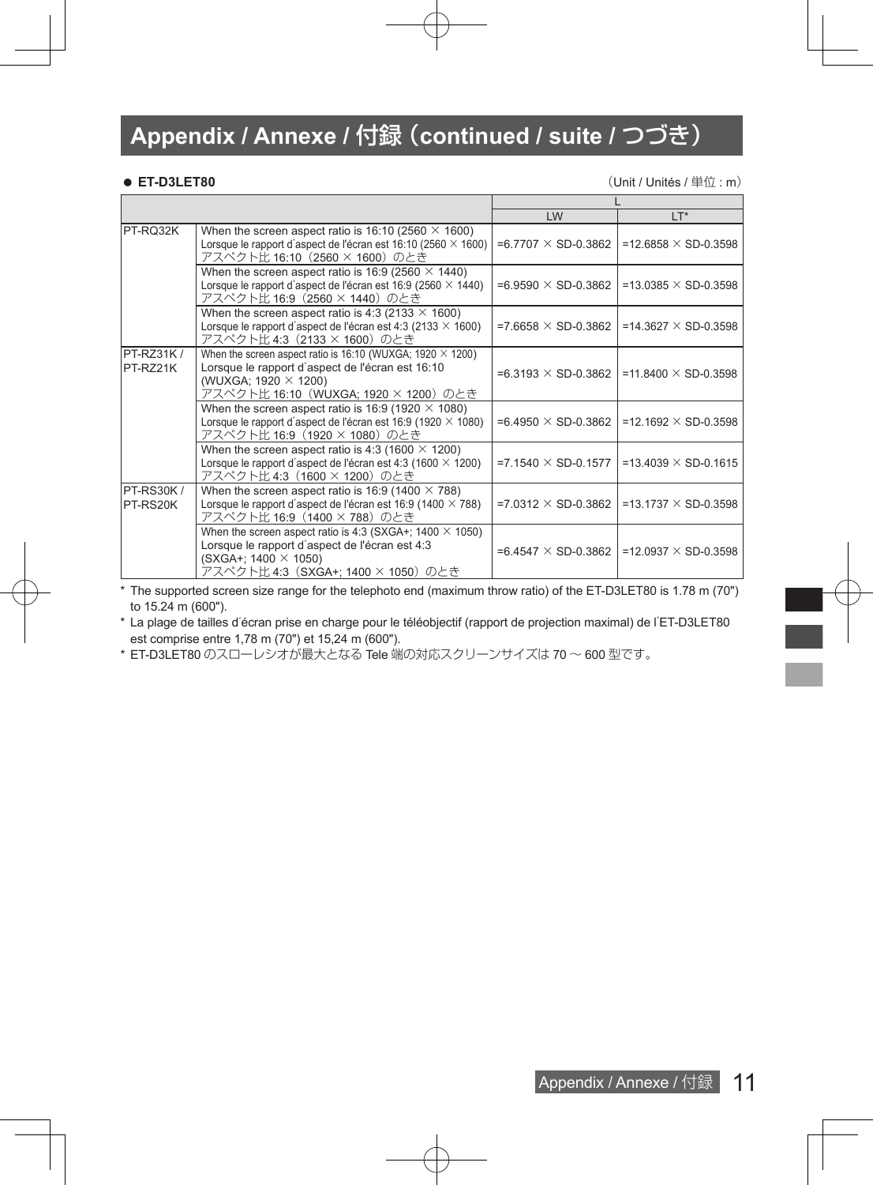## Appendix / Annexe / 付録（continued / suite / つづき）

● **ET-D3LET80**

（Unit / Unités / 単位 : m）

| | | L | |
|---|---|---|---|
| | | LW | LT* |
| PT-RQ32K | When the screen aspect ratio is 16:10 (2560 × 1600)<br>Lorsque le rapport d'aspect de l'écran est 16:10 (2560 × 1600)<br>アスペクト比 16:10（2560 × 1600）のとき | =6.7707 × SD-0.3862 | =12.6858 × SD-0.3598 |
| | When the screen aspect ratio is 16:9 (2560 × 1440)<br>Lorsque le rapport d'aspect de l'écran est 16:9 (2560 × 1440)<br>アスペクト比 16:9（2560 × 1440）のとき | =6.9590 × SD-0.3862 | =13.0385 × SD-0.3598 |
| | When the screen aspect ratio is 4:3 (2133 × 1600)<br>Lorsque le rapport d'aspect de l'écran est 4:3 (2133 × 1600)<br>アスペクト比 4:3（2133 × 1600）のとき | =7.6658 × SD-0.3862 | =14.3627 × SD-0.3598 |
| PT-RZ31K / PT-RZ21K | When the screen aspect ratio is 16:10 (WUXGA; 1920 × 1200)<br>Lorsque le rapport d'aspect de l'écran est 16:10 (WUXGA; 1920 × 1200)<br>アスペクト比 16:10（WUXGA; 1920 × 1200）のとき | =6.3193 × SD-0.3862 | =11.8400 × SD-0.3598 |
| | When the screen aspect ratio is 16:9 (1920 × 1080)<br>Lorsque le rapport d'aspect de l'écran est 16:9 (1920 × 1080)<br>アスペクト比 16:9（1920 × 1080）のとき | =6.4950 × SD-0.3862 | =12.1692 × SD-0.3598 |
| | When the screen aspect ratio is 4:3 (1600 × 1200)<br>Lorsque le rapport d'aspect de l'écran est 4:3 (1600 × 1200)<br>アスペクト比 4:3（1600 × 1200）のとき | =7.1540 × SD-0.1577 | =13.4039 × SD-0.1615 |
| PT-RS30K / PT-RS20K | When the screen aspect ratio is 16:9 (1400 × 788)<br>Lorsque le rapport d'aspect de l'écran est 16:9 (1400 × 788)<br>アスペクト比 16:9（1400 × 788）のとき | =7.0312 × SD-0.3862 | =13.1737 × SD-0.3598 |
| | When the screen aspect ratio is 4:3 (SXGA+; 1400 × 1050)<br>Lorsque le rapport d'aspect de l'écran est 4:3 (SXGA+; 1400 × 1050)<br>アスペクト比 4:3（SXGA+; 1400 × 1050）のとき | =6.4547 × SD-0.3862 | =12.0937 × SD-0.3598 |

\* The supported screen size range for the telephoto end (maximum throw ratio) of the ET-D3LET80 is 1.78 m (70") to 15.24 m (600").

\* La plage de tailles d'écran prise en charge pour le téléobjectif (rapport de projection maximal) de l'ET-D3LET80 est comprise entre 1,78 m (70") et 15,24 m (600").

\* ET-D3LET80 のスローレシオが最大となる Tele 端の対応スクリーンサイズは 70 ～ 600 型です。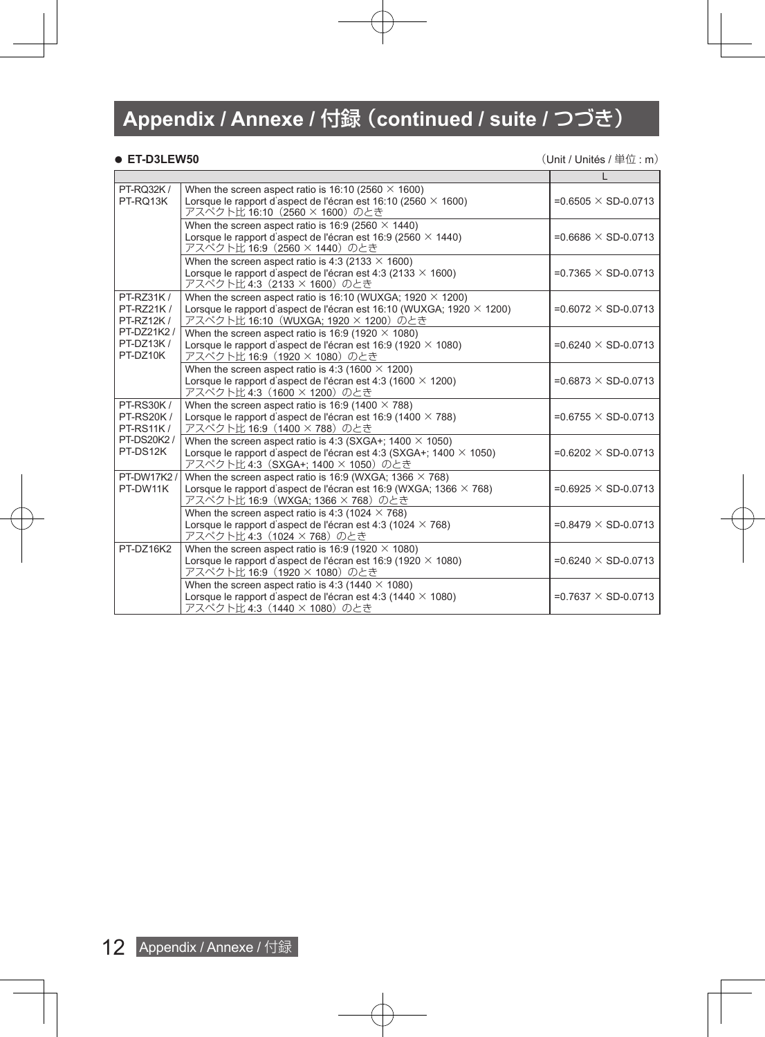# Appendix / Annexe / 付録（continued / suite / つづき）

● **ET-D3LEW50**

（Unit / Unités / 単位 : m）

| | | L |
|---|---|---|
| PT-RQ32K / PT-RQ13K | When the screen aspect ratio is 16:10 (2560 × 1600)<br>Lorsque le rapport d’aspect de l’écran est 16:10 (2560 × 1600)<br>アスペクト比 16:10（2560 × 1600）のとき | =0.6505 × SD-0.0713 |
| | When the screen aspect ratio is 16:9 (2560 × 1440)<br>Lorsque le rapport d’aspect de l’écran est 16:9 (2560 × 1440)<br>アスペクト比 16:9（2560 × 1440）のとき | =0.6686 × SD-0.0713 |
| | When the screen aspect ratio is 4:3 (2133 × 1600)<br>Lorsque le rapport d’aspect de l’écran est 4:3 (2133 × 1600)<br>アスペクト比 4:3（2133 × 1600）のとき | =0.7365 × SD-0.0713 |
| PT-RZ31K / PT-RZ21K / PT-RZ12K / PT-DZ21K2 / PT-DZ13K / PT-DZ10K | When the screen aspect ratio is 16:10 (WUXGA; 1920 × 1200)<br>Lorsque le rapport d’aspect de l’écran est 16:10 (WUXGA; 1920 × 1200)<br>アスペクト比 16:10（WUXGA; 1920 × 1200）のとき | =0.6072 × SD-0.0713 |
| | When the screen aspect ratio is 16:9 (1920 × 1080)<br>Lorsque le rapport d’aspect de l’écran est 16:9 (1920 × 1080)<br>アスペクト比 16:9（1920 × 1080）のとき | =0.6240 × SD-0.0713 |
| | When the screen aspect ratio is 4:3 (1600 × 1200)<br>Lorsque le rapport d’aspect de l’écran est 4:3 (1600 × 1200)<br>アスペクト比 4:3（1600 × 1200）のとき | =0.6873 × SD-0.0713 |
| PT-RS30K / PT-RS20K / PT-RS11K / PT-DS20K2 / PT-DS12K | When the screen aspect ratio is 16:9 (1400 × 788)<br>Lorsque le rapport d’aspect de l’écran est 16:9 (1400 × 788)<br>アスペクト比 16:9（1400 × 788）のとき | =0.6755 × SD-0.0713 |
| | When the screen aspect ratio is 4:3 (SXGA+; 1400 × 1050)<br>Lorsque le rapport d’aspect de l’écran est 4:3 (SXGA+; 1400 × 1050)<br>アスペクト比 4:3（SXGA+; 1400 × 1050）のとき | =0.6202 × SD-0.0713 |
| PT-DW17K2 / PT-DW11K | When the screen aspect ratio is 16:9 (WXGA; 1366 × 768)<br>Lorsque le rapport d’aspect de l’écran est 16:9 (WXGA; 1366 × 768)<br>アスペクト比 16:9（WXGA; 1366 × 768）のとき | =0.6925 × SD-0.0713 |
| | When the screen aspect ratio is 4:3 (1024 × 768)<br>Lorsque le rapport d’aspect de l’écran est 4:3 (1024 × 768)<br>アスペクト比 4:3（1024 × 768）のとき | =0.8479 × SD-0.0713 |
| PT-DZ16K2 | When the screen aspect ratio is 16:9 (1920 × 1080)<br>Lorsque le rapport d’aspect de l’écran est 16:9 (1920 × 1080)<br>アスペクト比 16:9（1920 × 1080）のとき | =0.6240 × SD-0.0713 |
| | When the screen aspect ratio is 4:3 (1440 × 1080)<br>Lorsque le rapport d’aspect de l’écran est 4:3 (1440 × 1080)<br>アスペクト比 4:3（1440 × 1080）のとき | =0.7637 × SD-0.0713 |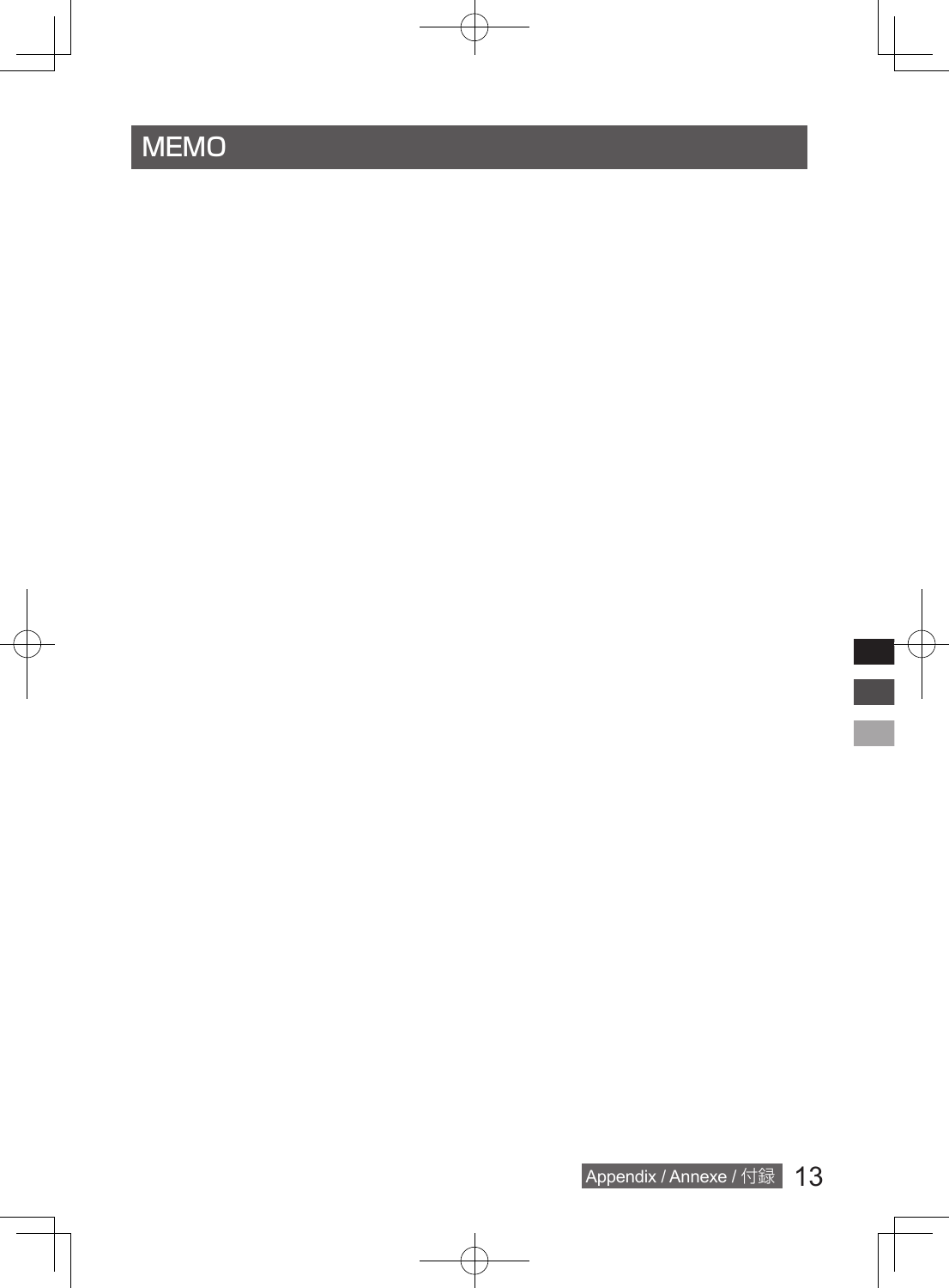# MEMO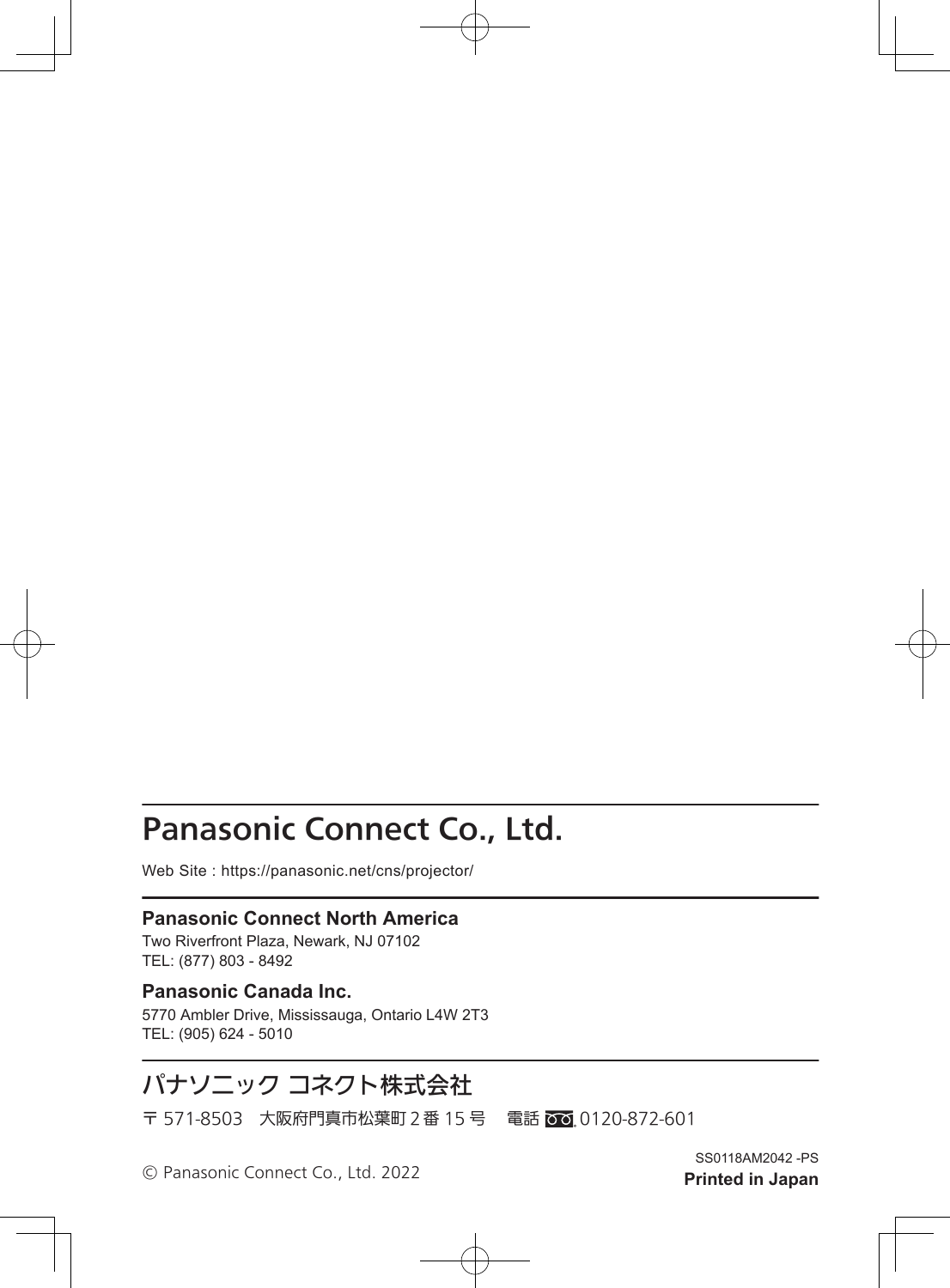# Panasonic Connect Co., Ltd.

Web Site : https://panasonic.net/cns/projector/

**Panasonic Connect North America**

Two Riverfront Plaza, Newark, NJ 07102
TEL: (877) 803 - 8492

**Panasonic Canada Inc.**

5770 Ambler Drive, Mississauga, Ontario L4W 2T3
TEL: (905) 624 - 5010

## パナソニック コネクト株式会社

〒 571-8503　大阪府門真市松葉町 2 番 15 号　電話 0120-872-601

© Panasonic Connect Co., Ltd. 2022

SS0118AM2042 -PS
**Printed in Japan**